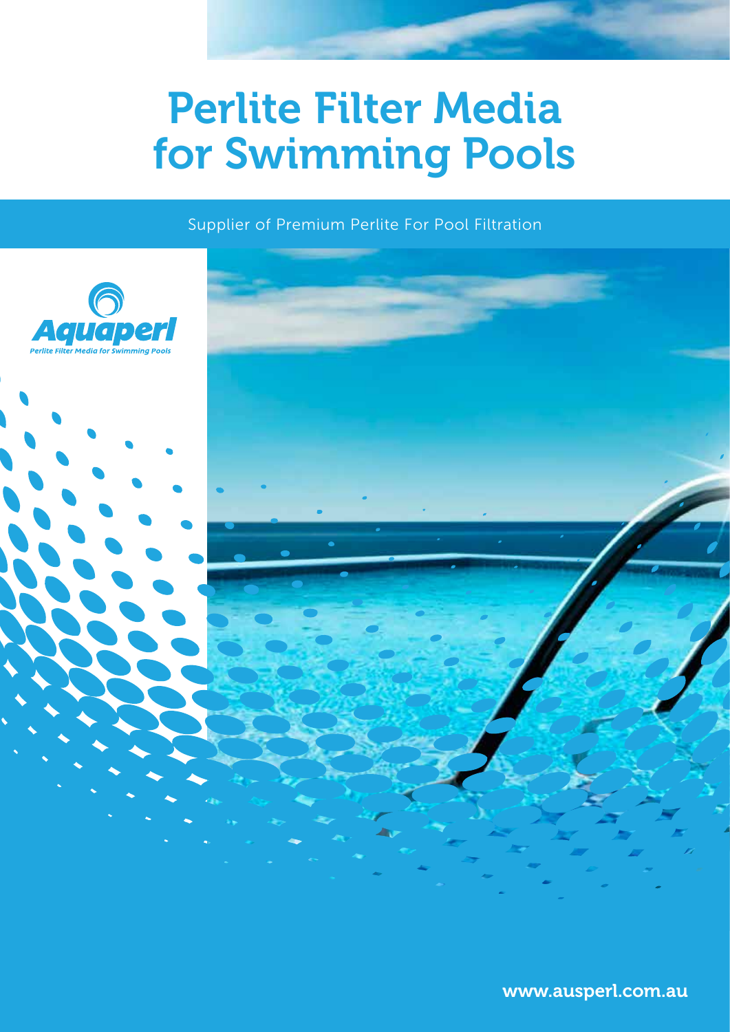# Perlite Filter Media for Swimming Pools

Supplier of Premium Perlite For Pool Filtration

Aquaperl

*Perlite Filter Media for Swimming Pools*

www.ausperl.com.au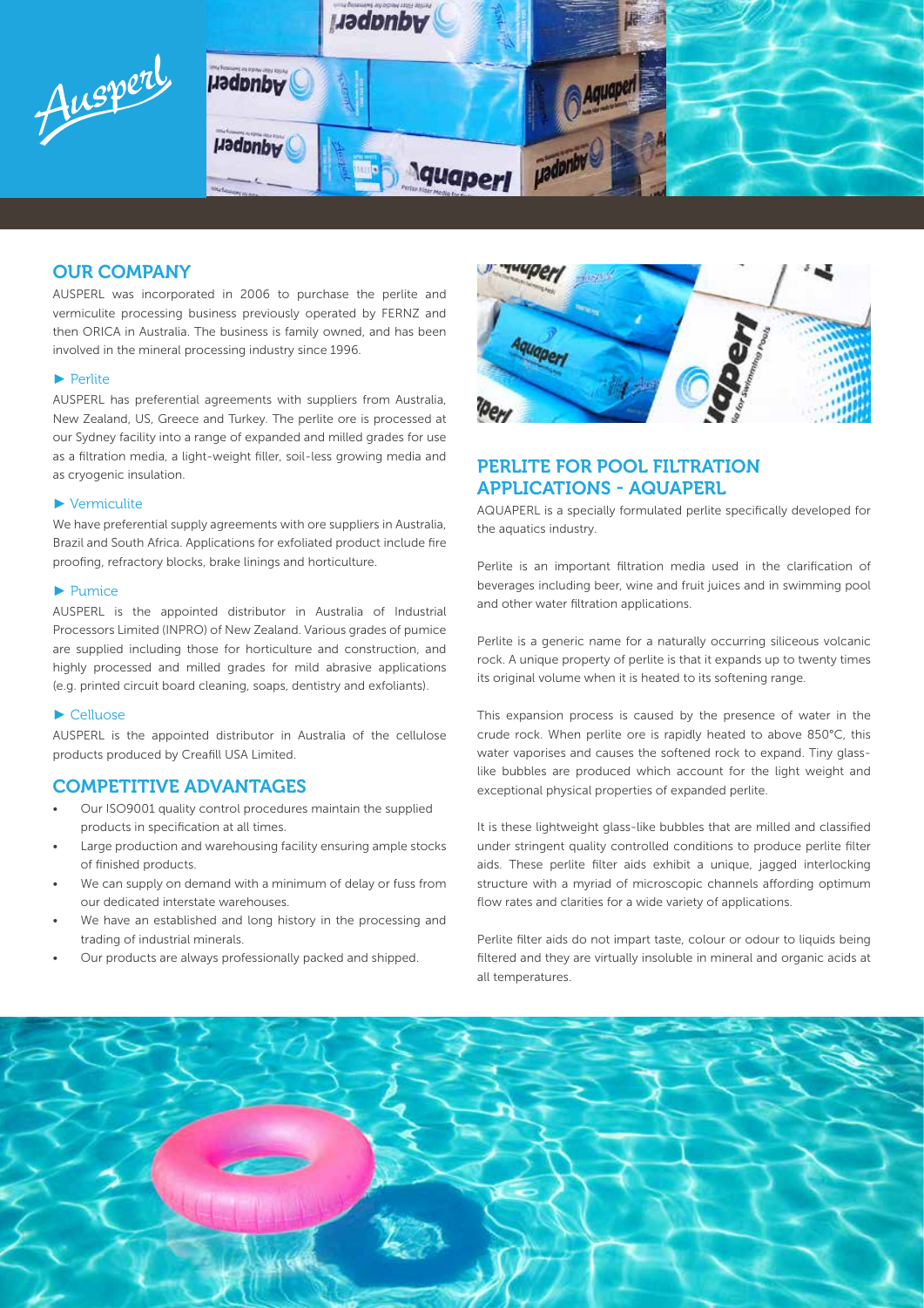## OUR COMPANY

AUSPERL was incorporated in 2006 to purchase the perlite and vermiculite processing business previously operated by FERNZ and then ORICA in Australia. The business is family owned, and has been involved in the mineral processing industry since 1996.

### ► Perlite

AUSPERL has preferential agreements with suppliers from Australia, New Zealand, US, Greece and Turkey. The perlite ore is processed at our Sydney facility into a range of expanded and milled grades for use as a filtration media, a light-weight filler, soil-less growing media and as cryogenic insulation.

### ► Vermiculite

We have preferential supply agreements with ore suppliers in Australia, Brazil and South Africa. Applications for exfoliated product include fire proofing, refractory blocks, brake linings and horticulture.

### ► Pumice

AUSPERL is the appointed distributor in Australia of Industrial Processors Limited (INPRO) of New Zealand. Various grades of pumice are supplied including those for horticulture and construction, and highly processed and milled grades for mild abrasive applications (e.g. printed circuit board cleaning, soaps, dentistry and exfoliants).

### ► Celluose

AUSPERL is the appointed distributor in Australia of the cellulose products produced by Creafill USA Limited.

## COMPETITIVE ADVANTAGES

- Our ISO9001 quality control procedures maintain the supplied products in specification at all times.
- Large production and warehousing facility ensuring ample stocks of finished products.
- We can supply on demand with a minimum of delay or fuss from our dedicated interstate warehouses.
- We have an established and long history in the processing and trading of industrial minerals.
- Our products are always professionally packed and shipped.

## PERLITE FOR POOL FILTRATION APPLICATIONS - AQUAPERL

AQUAPERL is a specially formulated perlite specifically developed for the aquatics industry.

Perlite is an important filtration media used in the clarification of beverages including beer, wine and fruit juices and in swimming pool and other water filtration applications.

Perlite is a generic name for a naturally occurring siliceous volcanic rock. A unique property of perlite is that it expands up to twenty times its original volume when it is heated to its softening range.

This expansion process is caused by the presence of water in the crude rock. When perlite ore is rapidly heated to above 850°C, this water vaporises and causes the softened rock to expand. Tiny glass-like bubbles are produced which account for the light weight and exceptional physical properties of expanded perlite.

It is these lightweight glass-like bubbles that are milled and classified under stringent quality controlled conditions to produce perlite filter aids. These perlite filter aids exhibit a unique, jagged interlocking structure with a myriad of microscopic channels affording optimum flow rates and clarities for a wide variety of applications.

Perlite filter aids do not impart taste, colour or odour to liquids being filtered and they are virtually insoluble in mineral and organic acids at all temperatures.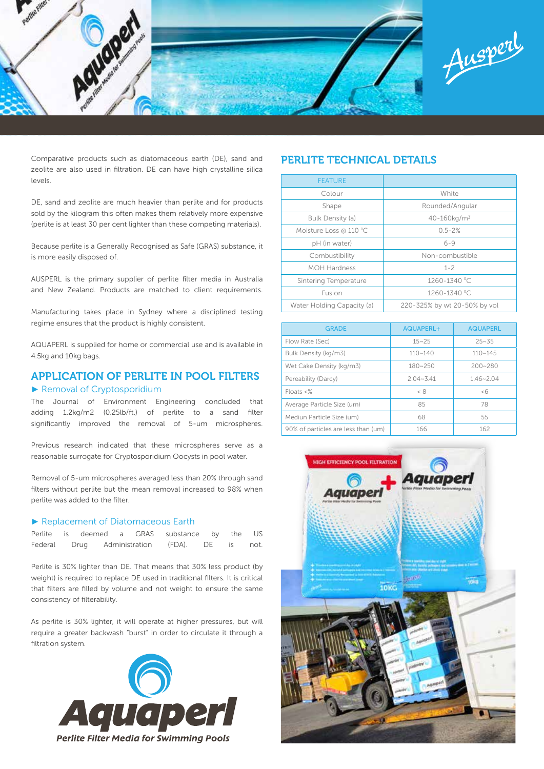Comparative products such as diatomaceous earth (DE), sand and zeolite are also used in filtration. DE can have high crystalline silica levels.

DE, sand and zeolite are much heavier than perlite and for products sold by the kilogram this often makes them relatively more expensive (perlite is at least 30 per cent lighter than these competing materials).

Because perlite is a Generally Recognised as Safe (GRAS) substance, it is more easily disposed of.

AUSPERL is the primary supplier of perlite filter media in Australia and New Zealand. Products are matched to client requirements.

Manufacturing takes place in Sydney where a disciplined testing regime ensures that the product is highly consistent.

AQUAPERL is supplied for home or commercial use and is available in 4.5kg and 10kg bags.

## APPLICATION OF PERLITE IN POOL FILTERS

### ► Removal of Cryptosporidium

The Journal of Environment Engineering concluded that adding 1.2kg/m2 (0.25lb/ft.) of perlite to a sand filter significantly improved the removal of 5-um microspheres.

Previous research indicated that these microspheres serve as a reasonable surrogate for Cryptosporidium Oocysts in pool water.

Removal of 5-um microspheres averaged less than 20% through sand filters without perlite but the mean removal increased to 98% when perlite was added to the filter.

### ► Replacement of Diatomaceous Earth

Perlite is deemed a GRAS substance by the US Federal Drug Administration (FDA). DE is not.

Perlite is 30% lighter than DE. That means that 30% less product (by weight) is required to replace DE used in traditional filters. It is critical that filters are filled by volume and not weight to ensure the same consistency of filterability.

As perlite is 30% lighter, it will operate at higher pressures, but will require a greater backwash "burst" in order to circulate it through a filtration system.

**Aquaperl**
*Perlite Filter Media for Swimming Pools*

## PERLITE TECHNICAL DETAILS

| FEATURE | |
|---|---|
| Colour | White |
| Shape | Rounded/Angular |
| Bulk Density (a) | 40-160kg/m³ |
| Moisture Loss @ 110 °C | 0.5-2% |
| pH (in water) | 6-9 |
| Combustibility | Non-combustible |
| MOH Hardness | 1-2 |
| Sintering Temperature | 1260-1340 °C |
| Fusion | 1260-1340 °C |
| Water Holding Capacity (a) | 220-325% by wt 20-50% by vol |

| GRADE | AQUAPERL+ | AQUAPERL |
|---|---|---|
| Flow Rate (Sec) | 15~25 | 25~35 |
| Bulk Density (kg/m3) | 110~140 | 110~145 |
| Wet Cake Density (kg/m3) | 180~250 | 200~280 |
| Pereability (Darcy) | 2.04~3.41 | 1.46~2.04 |
| Floats <% | < 8 | <6 |
| Average Particle Size (um) | 85 | 78 |
| Mediun Particle Size (um) | 68 | 55 |
| 90% of particles are less than (um) | 166 | 162 |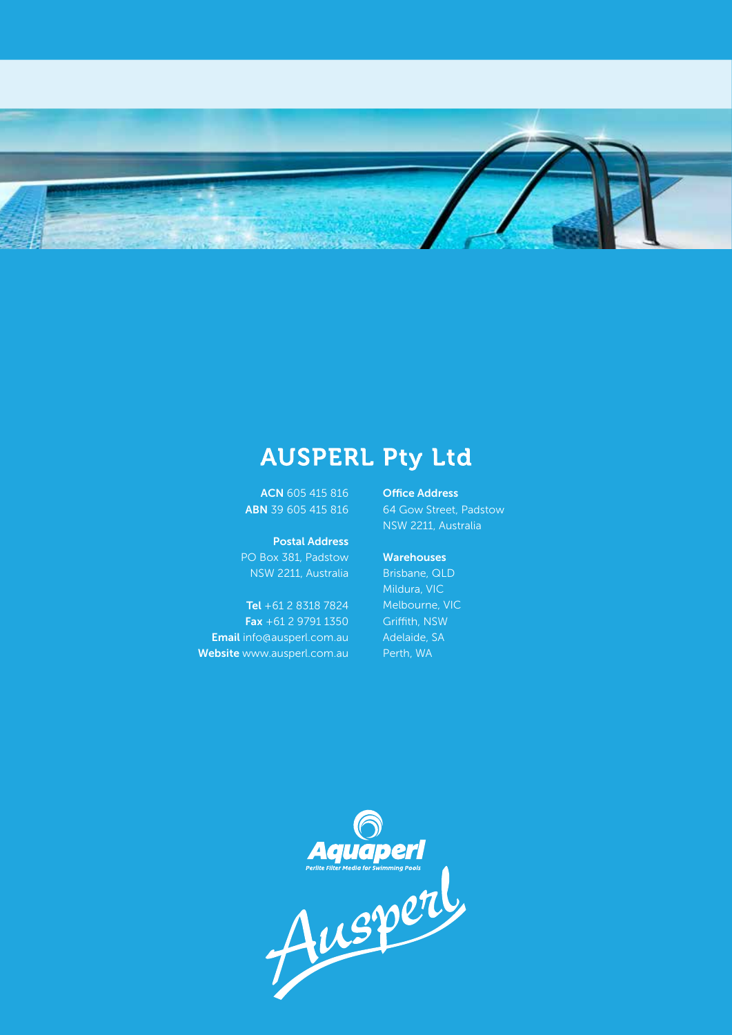## AUSPERL Pty Ltd

**ACN** 605 415 816
**ABN** 39 605 415 816

**Postal Address**
PO Box 381, Padstow
NSW 2211, Australia

**Tel** +61 2 8318 7824
**Fax** +61 2 9791 1350
**Email** info@ausperl.com.au
**Website** www.ausperl.com.au

**Office Address**
64 Gow Street, Padstow
NSW 2211, Australia

**Warehouses**
Brisbane, QLD
Mildura, VIC
Melbourne, VIC
Griffith, NSW
Adelaide, SA
Perth, WA

Aquaperl
Perlite Filter Media for Swimming Pools

Ausperl